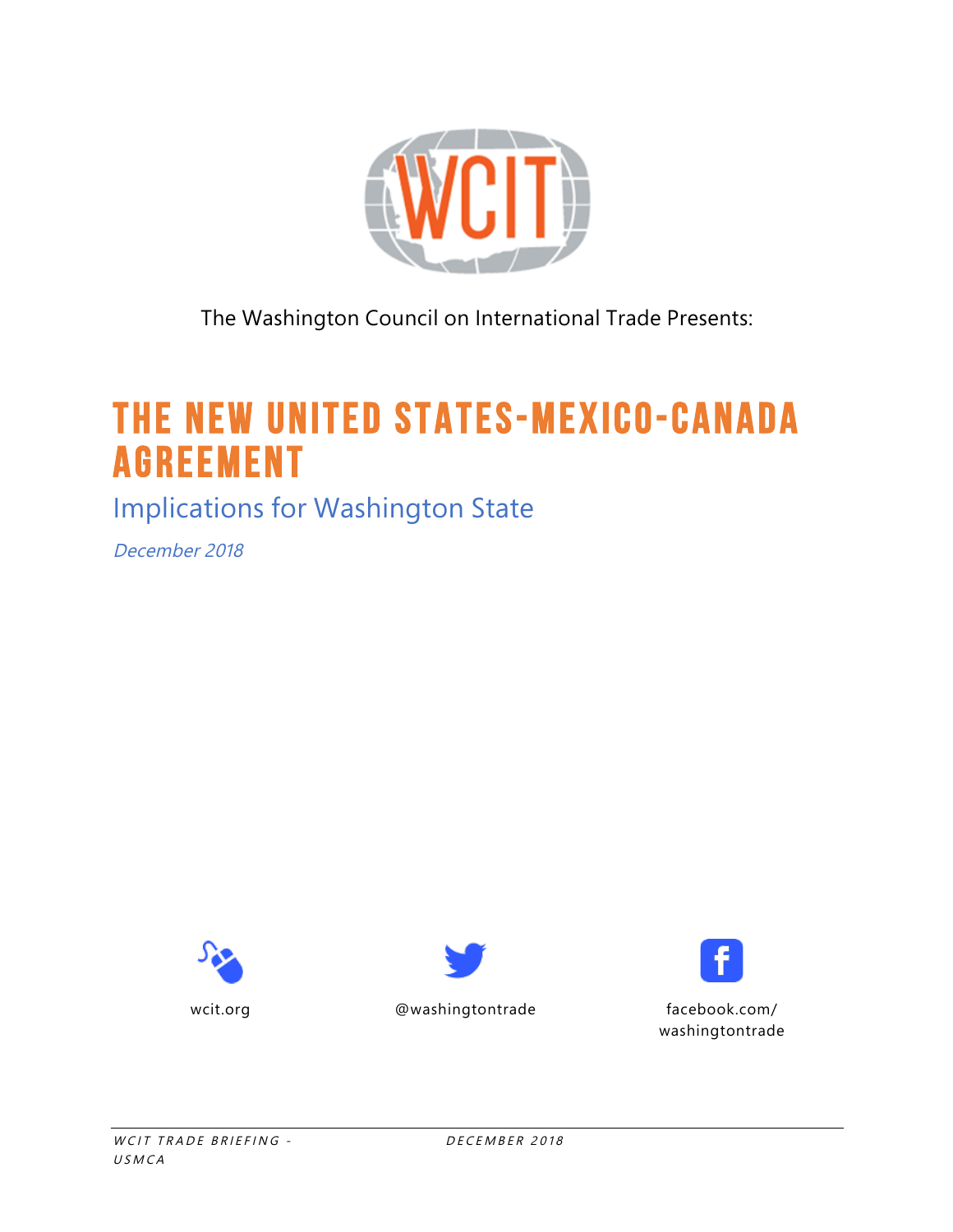The Washington Council on International Trade Presents:

# THE NEW UNITED STATES-MEXICO-CANADA AGREEMENT

## Implications for Washington State

*December 2018*

wcit.org

@washingtontrade

facebook.com/washingtontrade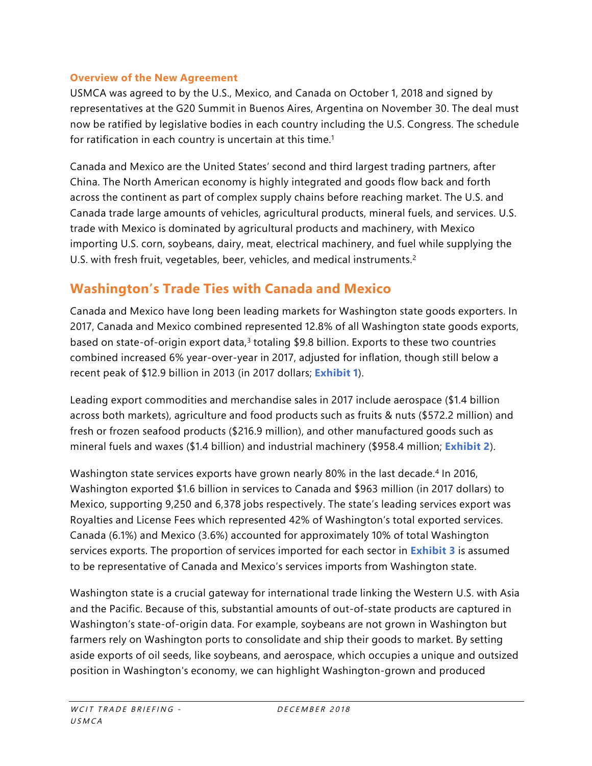### Overview of the New Agreement

USMCA was agreed to by the U.S., Mexico, and Canada on October 1, 2018 and signed by representatives at the G20 Summit in Buenos Aires, Argentina on November 30. The deal must now be ratified by legislative bodies in each country including the U.S. Congress. The schedule for ratification in each country is uncertain at this time.[1]

Canada and Mexico are the United States' second and third largest trading partners, after China. The North American economy is highly integrated and goods flow back and forth across the continent as part of complex supply chains before reaching market. The U.S. and Canada trade large amounts of vehicles, agricultural products, mineral fuels, and services. U.S. trade with Mexico is dominated by agricultural products and machinery, with Mexico importing U.S. corn, soybeans, dairy, meat, electrical machinery, and fuel while supplying the U.S. with fresh fruit, vegetables, beer, vehicles, and medical instruments.[2]

## Washington's Trade Ties with Canada and Mexico

Canada and Mexico have long been leading markets for Washington state goods exporters. In 2017, Canada and Mexico combined represented 12.8% of all Washington state goods exports, based on state-of-origin export data,[3] totaling $9.8 billion. Exports to these two countries combined increased 6% year-over-year in 2017, adjusted for inflation, though still below a recent peak of $12.9 billion in 2013 (in 2017 dollars; **Exhibit 1**).

Leading export commodities and merchandise sales in 2017 include aerospace ($1.4 billion across both markets), agriculture and food products such as fruits & nuts ($572.2 million) and fresh or frozen seafood products ($216.9 million), and other manufactured goods such as mineral fuels and waxes ($1.4 billion) and industrial machinery ($958.4 million; **Exhibit 2**).

Washington state services exports have grown nearly 80% in the last decade.[4] In 2016, Washington exported $1.6 billion in services to Canada and $963 million (in 2017 dollars) to Mexico, supporting 9,250 and 6,378 jobs respectively. The state's leading services export was Royalties and License Fees which represented 42% of Washington's total exported services. Canada (6.1%) and Mexico (3.6%) accounted for approximately 10% of total Washington services exports. The proportion of services imported for each sector in **Exhibit 3** is assumed to be representative of Canada and Mexico's services imports from Washington state.

Washington state is a crucial gateway for international trade linking the Western U.S. with Asia and the Pacific. Because of this, substantial amounts of out-of-state products are captured in Washington's state-of-origin data. For example, soybeans are not grown in Washington but farmers rely on Washington ports to consolidate and ship their goods to market. By setting aside exports of oil seeds, like soybeans, and aerospace, which occupies a unique and outsized position in Washington's economy, we can highlight Washington-grown and produced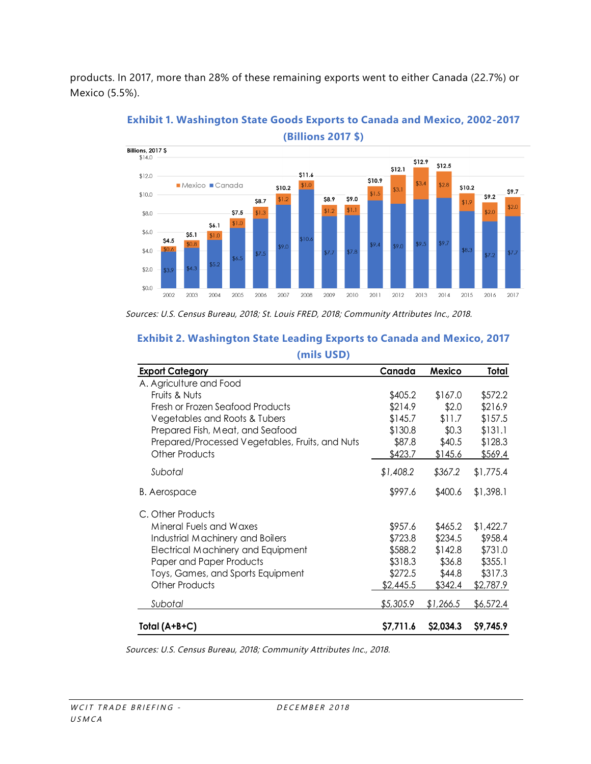products. In 2017, more than 28% of these remaining exports went to either Canada (22.7%) or Mexico (5.5%).

**Exhibit 1. Washington State Goods Exports to Canada and Mexico, 2002-2017 (Billions 2017 $)**

Billions, 2017 $

$14.0
$12.0
$10.0
$8.0
$6.0
$4.0
$2.0
$0.0

Mexico Canada

2002: $4.5, $0.6, $3.9
2003: $5.1, $0.8, $4.3
2004: $6.1, $1.0, $5.2
2005: $7.5, $1.0, $6.5
2006: $8.7, $1.3, $7.5
2007: $10.2, $1.2, $9.0
2008: $11.6, $1.0, $10.6
2009: $8.9, $1.2, $7.7
2010: $9.0, $1.1, $7.8
2011: $10.9, $1.5, $9.4
2012: $12.1, $3.1, $9.0
2013: $12.9, $3.4, $9.5
2014: $12.5, $2.8, $9.7
2015: $10.2, $1.9, $8.3
2016: $9.2, $2.0, $7.2
2017: $9.7, $2.0, $7.7

*Sources: U.S. Census Bureau, 2018; St. Louis FRED, 2018; Community Attributes Inc., 2018.*

**Exhibit 2. Washington State Leading Exports to Canada and Mexico, 2017 (mils USD)**

| Export Category | Canada | Mexico | Total |
|---|---|---|---|
| A. Agriculture and Food | | | |
| Fruits & Nuts | $405.2 | $167.0 | $572.2 |
| Fresh or Frozen Seafood Products | $214.9 | $2.0 | $216.9 |
| Vegetables and Roots & Tubers | $145.7 | $11.7 | $157.5 |
| Prepared Fish, Meat, and Seafood | $130.8 | $0.3 | $131.1 |
| Prepared/Processed Vegetables, Fruits, and Nuts | $87.8 | $40.5 | $128.3 |
| Other Products | $423.7 | $145.6 | $569.4 |
| *Subotal* | *$1,408.2* | *$367.2* | $1,775.4 |
| B. Aerospace | $997.6 | $400.6 | $1,398.1 |
| C. Other Products | | | |
| Mineral Fuels and Waxes | $957.6 | $465.2 | $1,422.7 |
| Industrial Machinery and Boilers | $723.8 | $234.5 | $958.4 |
| Electrical Machinery and Equipment | $588.2 | $142.8 | $731.0 |
| Paper and Paper Products | $318.3 | $36.8 | $355.1 |
| Toys, Games, and Sports Equipment | $272.5 | $44.8 | $317.3 |
| Other Products | $2,445.5 | $342.4 | $2,787.9 |
| *Subotal* | *$5,305.9* | *$1,266.5* | *$6,572.4* |
| **Total (A+B+C)** | **$7,711.6** | **$2,034.3** | **$9,745.9** |

*Sources: U.S. Census Bureau, 2018; Community Attributes Inc., 2018.*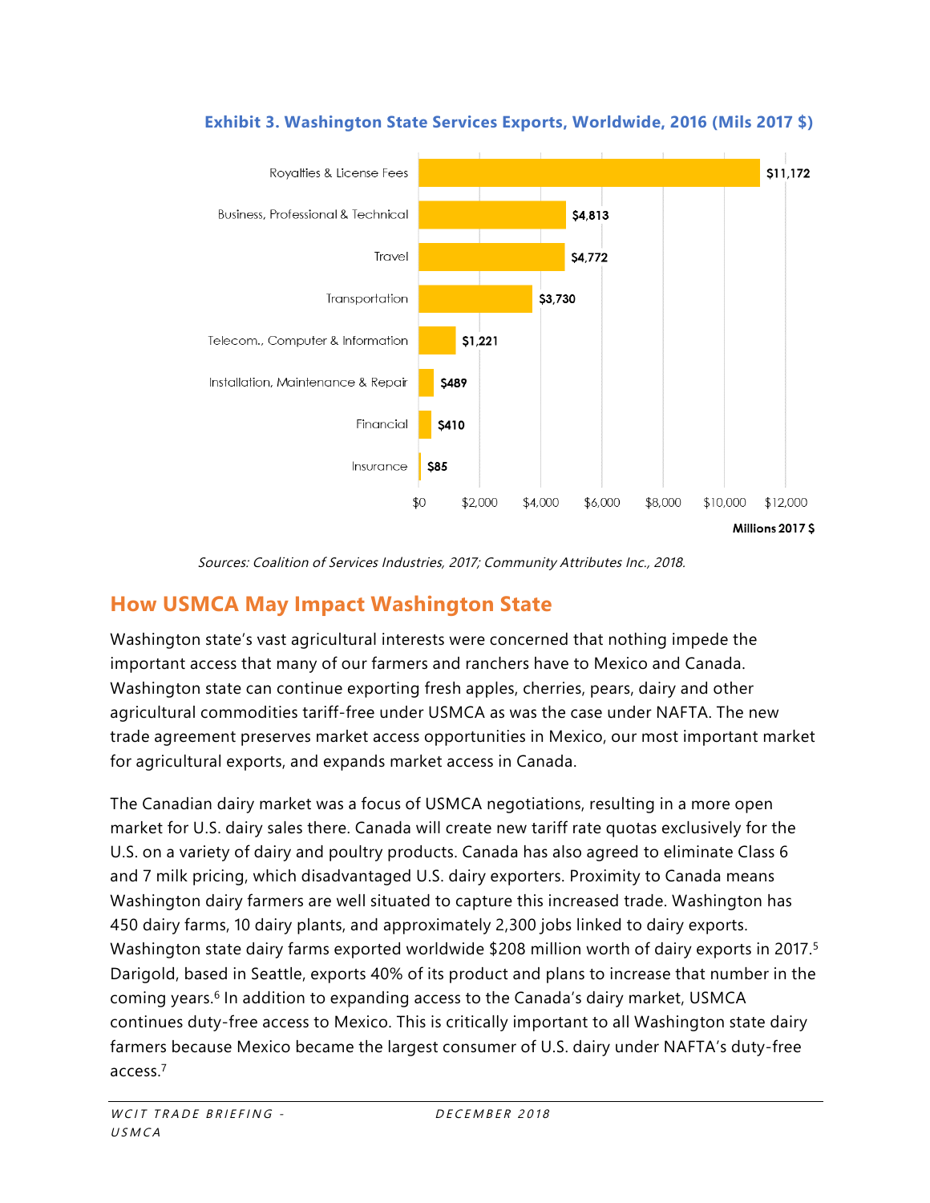**Exhibit 3. Washington State Services Exports, Worldwide, 2016 (Mils 2017 $)**

Royalties & License Fees $11,172
Business, Professional & Technical $4,813
Travel $4,772
Transportation $3,730
Telecom., Computer & Information $1,221
Installation, Maintenance & Repair $489
Financial $410
Insurance $85

$0 $2,000 $4,000 $6,000 $8,000 $10,000 $12,000

Millions 2017 $

*Sources: Coalition of Services Industries, 2017; Community Attributes Inc., 2018.*

## How USMCA May Impact Washington State

Washington state's vast agricultural interests were concerned that nothing impede the important access that many of our farmers and ranchers have to Mexico and Canada. Washington state can continue exporting fresh apples, cherries, pears, dairy and other agricultural commodities tariff-free under USMCA as was the case under NAFTA. The new trade agreement preserves market access opportunities in Mexico, our most important market for agricultural exports, and expands market access in Canada.

The Canadian dairy market was a focus of USMCA negotiations, resulting in a more open market for U.S. dairy sales there. Canada will create new tariff rate quotas exclusively for the U.S. on a variety of dairy and poultry products. Canada has also agreed to eliminate Class 6 and 7 milk pricing, which disadvantaged U.S. dairy exporters. Proximity to Canada means Washington dairy farmers are well situated to capture this increased trade. Washington has 450 dairy farms, 10 dairy plants, and approximately 2,300 jobs linked to dairy exports. Washington state dairy farms exported worldwide $208 million worth of dairy exports in 2017.[5] Darigold, based in Seattle, exports 40% of its product and plans to increase that number in the coming years.[6] In addition to expanding access to the Canada's dairy market, USMCA continues duty-free access to Mexico. This is critically important to all Washington state dairy farmers because Mexico became the largest consumer of U.S. dairy under NAFTA's duty-free access.[7]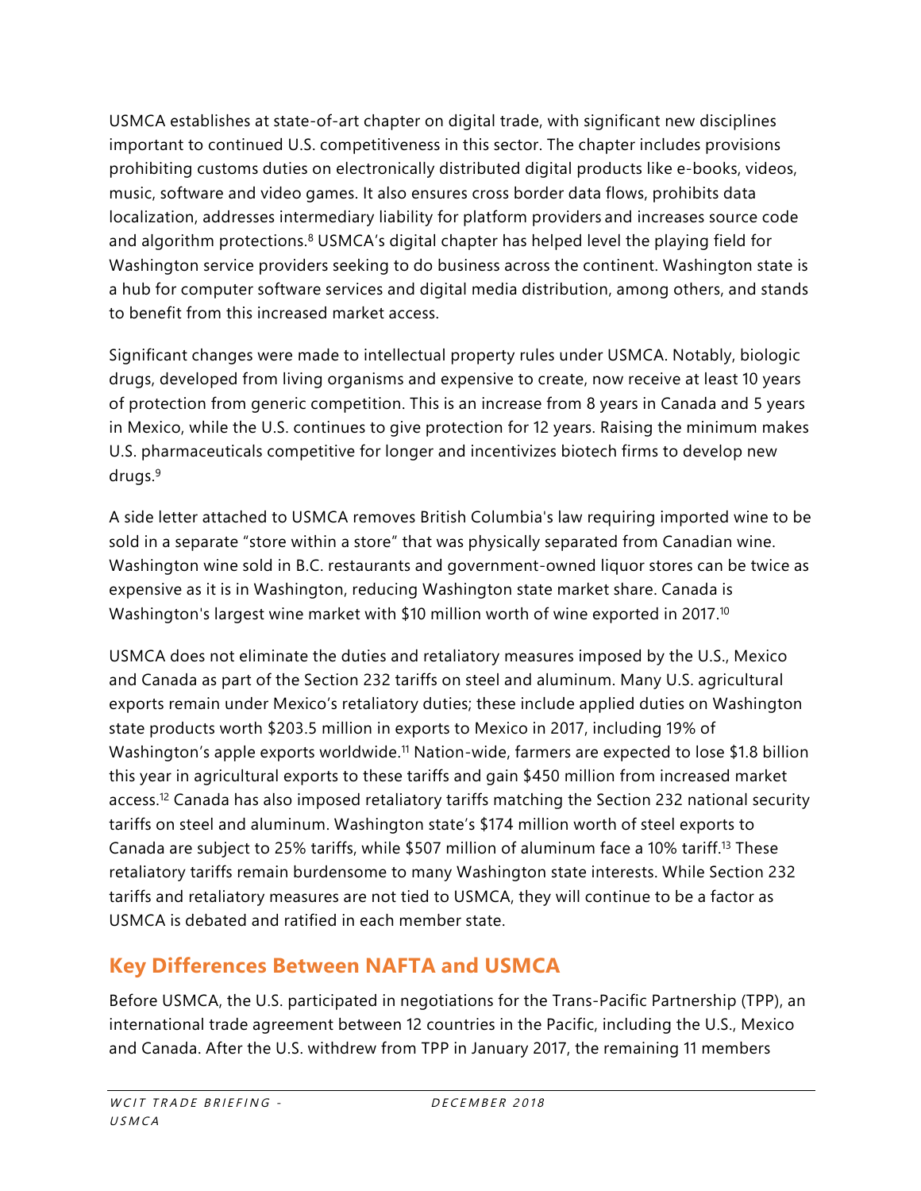USMCA establishes at state-of-art chapter on digital trade, with significant new disciplines important to continued U.S. competitiveness in this sector. The chapter includes provisions prohibiting customs duties on electronically distributed digital products like e-books, videos, music, software and video games. It also ensures cross border data flows, prohibits data localization, addresses intermediary liability for platform providers and increases source code and algorithm protections.[8] USMCA's digital chapter has helped level the playing field for Washington service providers seeking to do business across the continent. Washington state is a hub for computer software services and digital media distribution, among others, and stands to benefit from this increased market access.

Significant changes were made to intellectual property rules under USMCA. Notably, biologic drugs, developed from living organisms and expensive to create, now receive at least 10 years of protection from generic competition. This is an increase from 8 years in Canada and 5 years in Mexico, while the U.S. continues to give protection for 12 years. Raising the minimum makes U.S. pharmaceuticals competitive for longer and incentivizes biotech firms to develop new drugs.[9]

A side letter attached to USMCA removes British Columbia's law requiring imported wine to be sold in a separate "store within a store" that was physically separated from Canadian wine. Washington wine sold in B.C. restaurants and government-owned liquor stores can be twice as expensive as it is in Washington, reducing Washington state market share. Canada is Washington's largest wine market with $10 million worth of wine exported in 2017.[10]

USMCA does not eliminate the duties and retaliatory measures imposed by the U.S., Mexico and Canada as part of the Section 232 tariffs on steel and aluminum. Many U.S. agricultural exports remain under Mexico's retaliatory duties; these include applied duties on Washington state products worth $203.5 million in exports to Mexico in 2017, including 19% of Washington's apple exports worldwide.[11] Nation-wide, farmers are expected to lose $1.8 billion this year in agricultural exports to these tariffs and gain $450 million from increased market access.[12] Canada has also imposed retaliatory tariffs matching the Section 232 national security tariffs on steel and aluminum. Washington state's $174 million worth of steel exports to Canada are subject to 25% tariffs, while $507 million of aluminum face a 10% tariff.[13] These retaliatory tariffs remain burdensome to many Washington state interests. While Section 232 tariffs and retaliatory measures are not tied to USMCA, they will continue to be a factor as USMCA is debated and ratified in each member state.

## Key Differences Between NAFTA and USMCA

Before USMCA, the U.S. participated in negotiations for the Trans-Pacific Partnership (TPP), an international trade agreement between 12 countries in the Pacific, including the U.S., Mexico and Canada. After the U.S. withdrew from TPP in January 2017, the remaining 11 members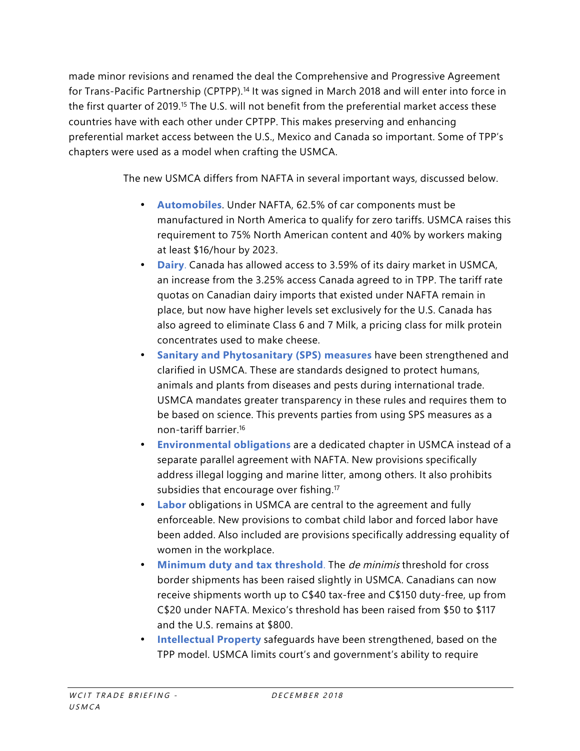made minor revisions and renamed the deal the Comprehensive and Progressive Agreement for Trans-Pacific Partnership (CPTPP).[14] It was signed in March 2018 and will enter into force in the first quarter of 2019.[15] The U.S. will not benefit from the preferential market access these countries have with each other under CPTPP. This makes preserving and enhancing preferential market access between the U.S., Mexico and Canada so important. Some of TPP's chapters were used as a model when crafting the USMCA.

The new USMCA differs from NAFTA in several important ways, discussed below.

- **Automobiles**. Under NAFTA, 62.5% of car components must be manufactured in North America to qualify for zero tariffs. USMCA raises this requirement to 75% North American content and 40% by workers making at least $16/hour by 2023.
- **Dairy**. Canada has allowed access to 3.59% of its dairy market in USMCA, an increase from the 3.25% access Canada agreed to in TPP. The tariff rate quotas on Canadian dairy imports that existed under NAFTA remain in place, but now have higher levels set exclusively for the U.S. Canada has also agreed to eliminate Class 6 and 7 Milk, a pricing class for milk protein concentrates used to make cheese.
- **Sanitary and Phytosanitary (SPS) measures** have been strengthened and clarified in USMCA. These are standards designed to protect humans, animals and plants from diseases and pests during international trade. USMCA mandates greater transparency in these rules and requires them to be based on science. This prevents parties from using SPS measures as a non-tariff barrier.[16]
- **Environmental obligations** are a dedicated chapter in USMCA instead of a separate parallel agreement with NAFTA. New provisions specifically address illegal logging and marine litter, among others. It also prohibits subsidies that encourage over fishing.[17]
- **Labor** obligations in USMCA are central to the agreement and fully enforceable. New provisions to combat child labor and forced labor have been added. Also included are provisions specifically addressing equality of women in the workplace.
- **Minimum duty and tax threshold**. The *de minimis* threshold for cross border shipments has been raised slightly in USMCA. Canadians can now receive shipments worth up to C$40 tax-free and C$150 duty-free, up from C$20 under NAFTA. Mexico's threshold has been raised from $50 to $117 and the U.S. remains at $800.
- **Intellectual Property** safeguards have been strengthened, based on the TPP model. USMCA limits court's and government's ability to require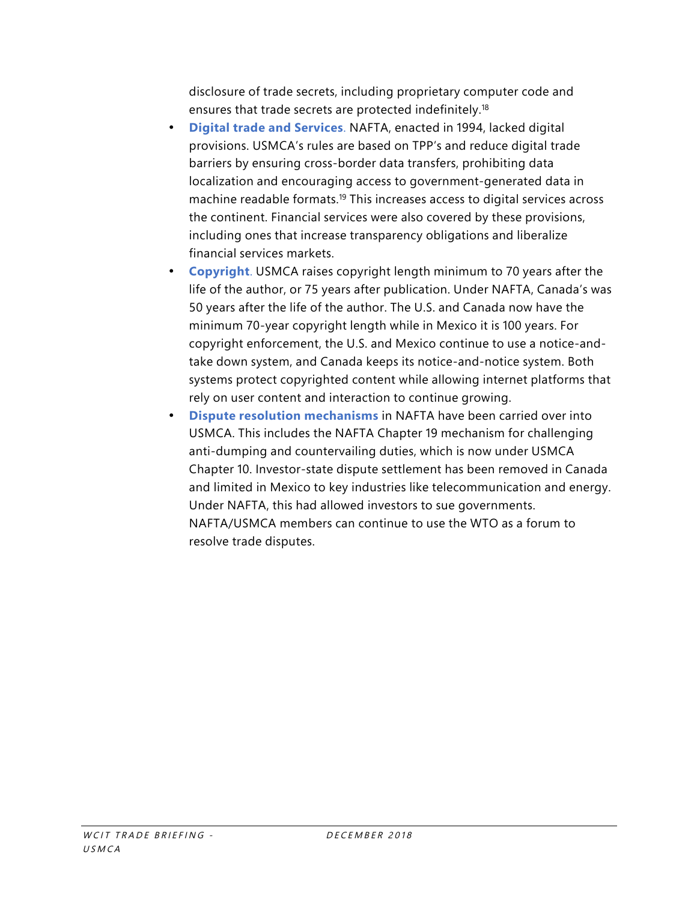disclosure of trade secrets, including proprietary computer code and ensures that trade secrets are protected indefinitely.[18]

- **Digital trade and Services**. NAFTA, enacted in 1994, lacked digital provisions. USMCA's rules are based on TPP's and reduce digital trade barriers by ensuring cross-border data transfers, prohibiting data localization and encouraging access to government-generated data in machine readable formats.[19] This increases access to digital services across the continent. Financial services were also covered by these provisions, including ones that increase transparency obligations and liberalize financial services markets.
- **Copyright**. USMCA raises copyright length minimum to 70 years after the life of the author, or 75 years after publication. Under NAFTA, Canada's was 50 years after the life of the author. The U.S. and Canada now have the minimum 70-year copyright length while in Mexico it is 100 years. For copyright enforcement, the U.S. and Mexico continue to use a notice-and-take down system, and Canada keeps its notice-and-notice system. Both systems protect copyrighted content while allowing internet platforms that rely on user content and interaction to continue growing.
- **Dispute resolution mechanisms** in NAFTA have been carried over into USMCA. This includes the NAFTA Chapter 19 mechanism for challenging anti-dumping and countervailing duties, which is now under USMCA Chapter 10. Investor-state dispute settlement has been removed in Canada and limited in Mexico to key industries like telecommunication and energy. Under NAFTA, this had allowed investors to sue governments. NAFTA/USMCA members can continue to use the WTO as a forum to resolve trade disputes.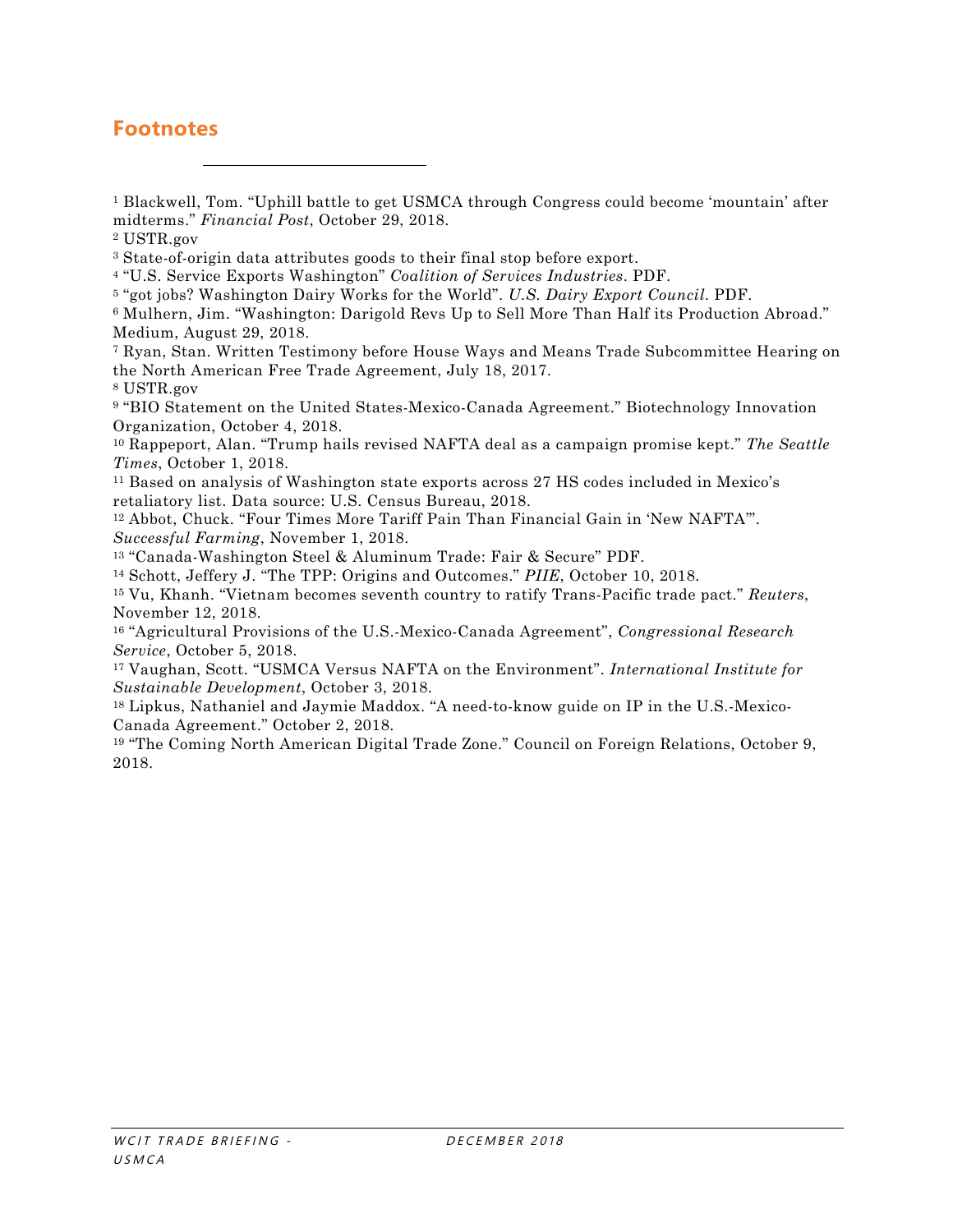## Footnotes

[1] Blackwell, Tom. “Uphill battle to get USMCA through Congress could become ‘mountain’ after midterms.” *Financial Post*, October 29, 2018.
[2] USTR.gov
[3] State-of-origin data attributes goods to their final stop before export.
[4] “U.S. Service Exports Washington” *Coalition of Services Industries*. PDF.
[5] “got jobs? Washington Dairy Works for the World”. *U.S. Dairy Export Council*. PDF.
[6] Mulhern, Jim. “Washington: Darigold Revs Up to Sell More Than Half its Production Abroad.” Medium, August 29, 2018.
[7] Ryan, Stan. Written Testimony before House Ways and Means Trade Subcommittee Hearing on the North American Free Trade Agreement, July 18, 2017.
[8] USTR.gov
[9] “BIO Statement on the United States-Mexico-Canada Agreement.” Biotechnology Innovation Organization, October 4, 2018.
[10] Rappeport, Alan. “Trump hails revised NAFTA deal as a campaign promise kept.” *The Seattle Times*, October 1, 2018.
[11] Based on analysis of Washington state exports across 27 HS codes included in Mexico’s retaliatory list. Data source: U.S. Census Bureau, 2018.
[12] Abbot, Chuck. “Four Times More Tariff Pain Than Financial Gain in ‘New NAFTA’”. *Successful Farming*, November 1, 2018.
[13] “Canada-Washington Steel & Aluminum Trade: Fair & Secure” PDF.
[14] Schott, Jeffery J. “The TPP: Origins and Outcomes.” *PIIE*, October 10, 2018.
[15] Vu, Khanh. “Vietnam becomes seventh country to ratify Trans-Pacific trade pact.” *Reuters*, November 12, 2018.
[16] “Agricultural Provisions of the U.S.-Mexico-Canada Agreement”, *Congressional Research Service*, October 5, 2018.
[17] Vaughan, Scott. “USMCA Versus NAFTA on the Environment”. *International Institute for Sustainable Development*, October 3, 2018.
[18] Lipkus, Nathaniel and Jaymie Maddox. “A need-to-know guide on IP in the U.S.-Mexico-Canada Agreement.” October 2, 2018.
[19] “The Coming North American Digital Trade Zone.” Council on Foreign Relations, October 9, 2018.